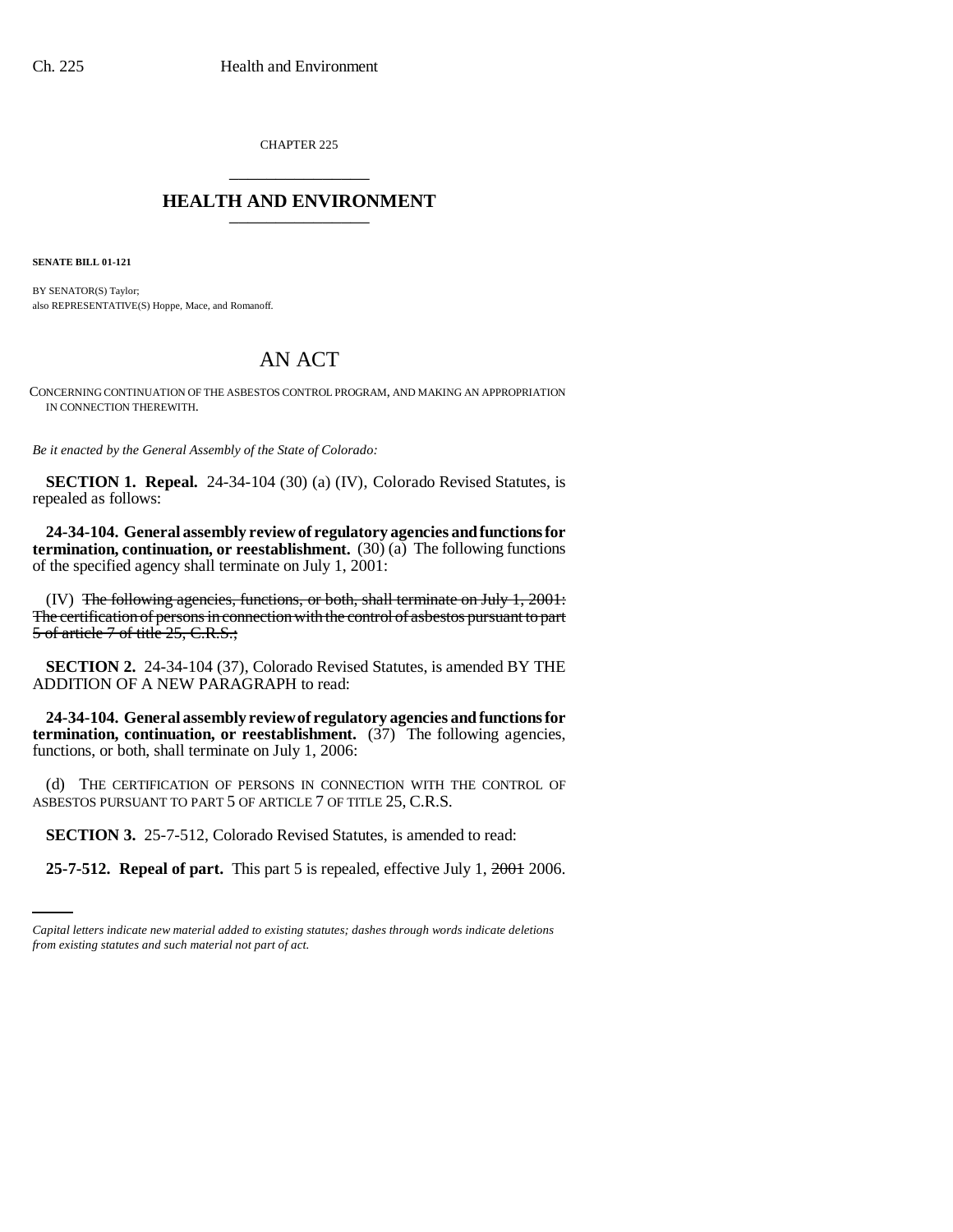CHAPTER 225

# HEALTH AND ENVIRONMENT

**SENATE BILL 01-121**

BY SENATOR(S) Taylor;
also REPRESENTATIVE(S) Hoppe, Mace, and Romanoff.

## AN ACT

CONCERNING CONTINUATION OF THE ASBESTOS CONTROL PROGRAM, AND MAKING AN APPROPRIATION IN CONNECTION THEREWITH.

*Be it enacted by the General Assembly of the State of Colorado:*

**SECTION 1. Repeal.** 24-34-104 (30) (a) (IV), Colorado Revised Statutes, is repealed as follows:

**24-34-104. General assembly review of regulatory agencies and functions for termination, continuation, or reestablishment.** (30) (a) The following functions of the specified agency shall terminate on July 1, 2001:

(IV) ~~The following agencies, functions, or both, shall terminate on July 1, 2001: The certification of persons in connection with the control of asbestos pursuant to part 5 of article 7 of title 25, C.R.S.;~~

**SECTION 2.** 24-34-104 (37), Colorado Revised Statutes, is amended BY THE ADDITION OF A NEW PARAGRAPH to read:

**24-34-104. General assembly review of regulatory agencies and functions for termination, continuation, or reestablishment.** (37) The following agencies, functions, or both, shall terminate on July 1, 2006:

(d) THE CERTIFICATION OF PERSONS IN CONNECTION WITH THE CONTROL OF ASBESTOS PURSUANT TO PART 5 OF ARTICLE 7 OF TITLE 25, C.R.S.

**SECTION 3.** 25-7-512, Colorado Revised Statutes, is amended to read:

**25-7-512. Repeal of part.** This part 5 is repealed, effective July 1, ~~2001~~ 2006.

*Capital letters indicate new material added to existing statutes; dashes through words indicate deletions from existing statutes and such material not part of act.*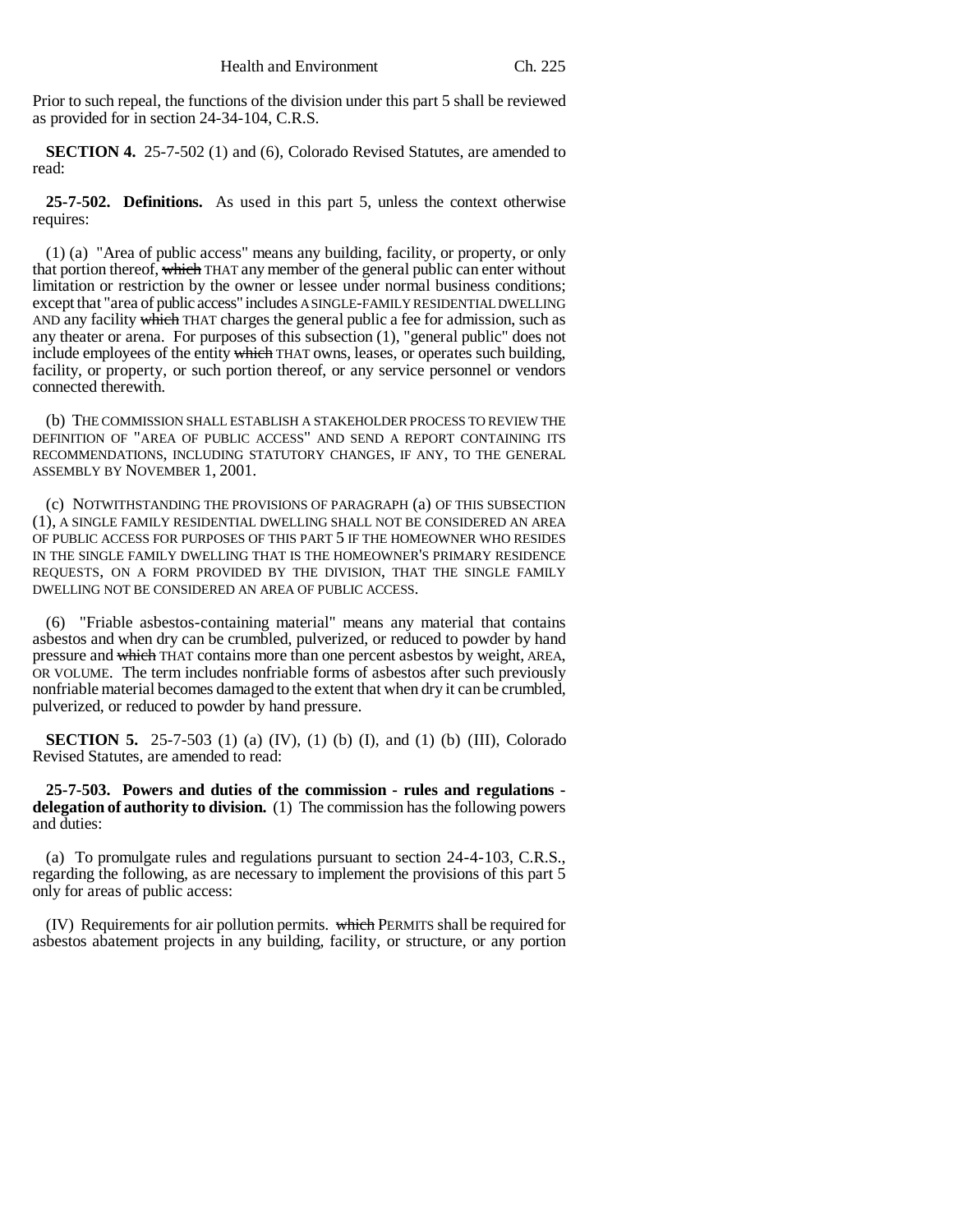Prior to such repeal, the functions of the division under this part 5 shall be reviewed as provided for in section 24-34-104, C.R.S.

**SECTION 4.** 25-7-502 (1) and (6), Colorado Revised Statutes, are amended to read:

**25-7-502. Definitions.** As used in this part 5, unless the context otherwise requires:

(1) (a) "Area of public access" means any building, facility, or property, or only that portion thereof, ~~which~~ THAT any member of the general public can enter without limitation or restriction by the owner or lessee under normal business conditions; except that "area of public access" includes A SINGLE-FAMILY RESIDENTIAL DWELLING AND any facility ~~which~~ THAT charges the general public a fee for admission, such as any theater or arena. For purposes of this subsection (1), "general public" does not include employees of the entity ~~which~~ THAT owns, leases, or operates such building, facility, or property, or such portion thereof, or any service personnel or vendors connected therewith.

(b) THE COMMISSION SHALL ESTABLISH A STAKEHOLDER PROCESS TO REVIEW THE DEFINITION OF "AREA OF PUBLIC ACCESS" AND SEND A REPORT CONTAINING ITS RECOMMENDATIONS, INCLUDING STATUTORY CHANGES, IF ANY, TO THE GENERAL ASSEMBLY BY NOVEMBER 1, 2001.

(c) NOTWITHSTANDING THE PROVISIONS OF PARAGRAPH (a) OF THIS SUBSECTION (1), A SINGLE FAMILY RESIDENTIAL DWELLING SHALL NOT BE CONSIDERED AN AREA OF PUBLIC ACCESS FOR PURPOSES OF THIS PART 5 IF THE HOMEOWNER WHO RESIDES IN THE SINGLE FAMILY DWELLING THAT IS THE HOMEOWNER'S PRIMARY RESIDENCE REQUESTS, ON A FORM PROVIDED BY THE DIVISION, THAT THE SINGLE FAMILY DWELLING NOT BE CONSIDERED AN AREA OF PUBLIC ACCESS.

(6) "Friable asbestos-containing material" means any material that contains asbestos and when dry can be crumbled, pulverized, or reduced to powder by hand pressure and ~~which~~ THAT contains more than one percent asbestos by weight, AREA, OR VOLUME. The term includes nonfriable forms of asbestos after such previously nonfriable material becomes damaged to the extent that when dry it can be crumbled, pulverized, or reduced to powder by hand pressure.

**SECTION 5.** 25-7-503 (1) (a) (IV), (1) (b) (I), and (1) (b) (III), Colorado Revised Statutes, are amended to read:

**25-7-503. Powers and duties of the commission - rules and regulations - delegation of authority to division.** (1) The commission has the following powers and duties:

(a) To promulgate rules and regulations pursuant to section 24-4-103, C.R.S., regarding the following, as are necessary to implement the provisions of this part 5 only for areas of public access:

(IV) Requirements for air pollution permits. ~~which~~ PERMITS shall be required for asbestos abatement projects in any building, facility, or structure, or any portion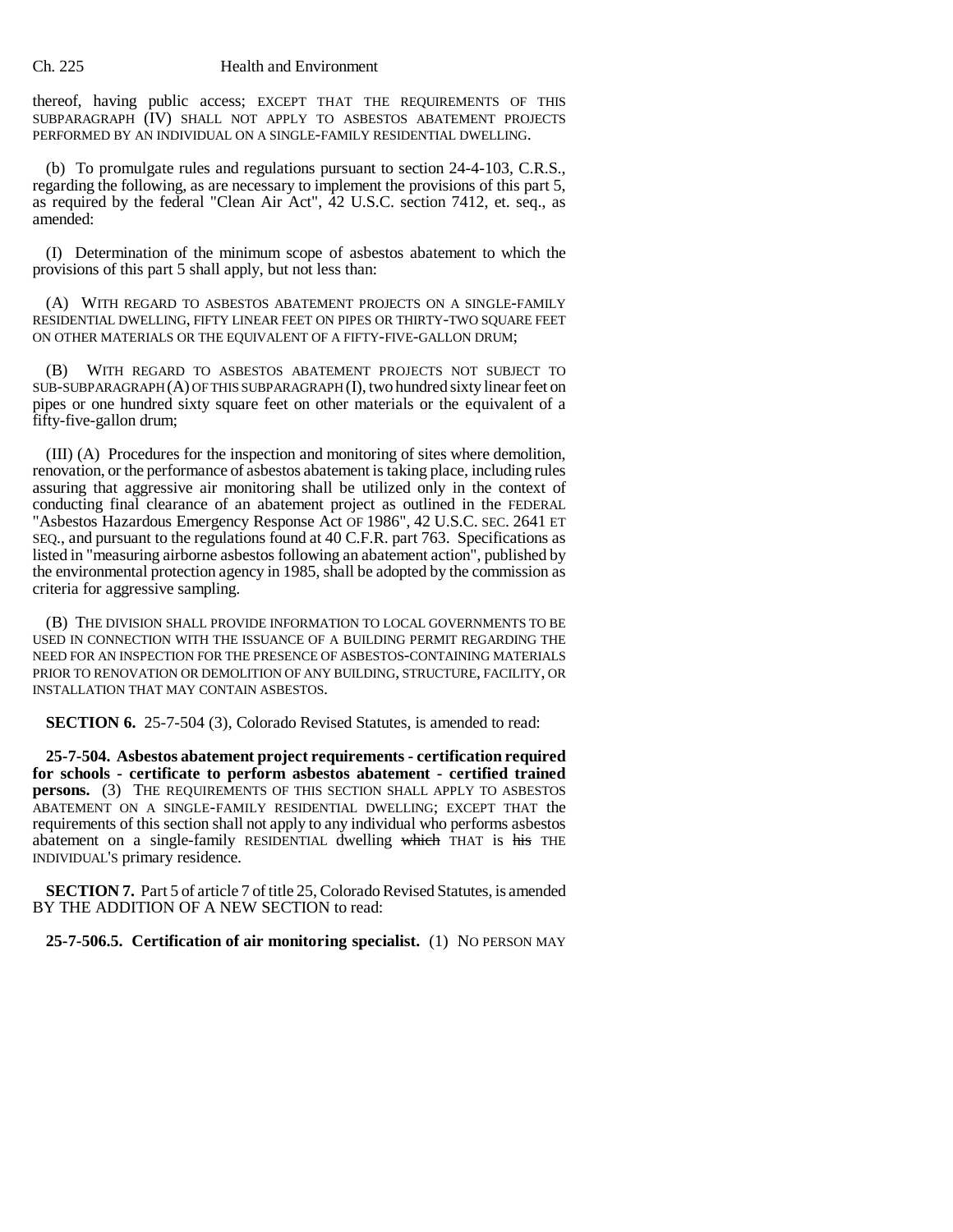thereof, having public access; EXCEPT THAT THE REQUIREMENTS OF THIS SUBPARAGRAPH (IV) SHALL NOT APPLY TO ASBESTOS ABATEMENT PROJECTS PERFORMED BY AN INDIVIDUAL ON A SINGLE-FAMILY RESIDENTIAL DWELLING.

(b) To promulgate rules and regulations pursuant to section 24-4-103, C.R.S., regarding the following, as are necessary to implement the provisions of this part 5, as required by the federal "Clean Air Act", 42 U.S.C. section 7412, et. seq., as amended:

(I) Determination of the minimum scope of asbestos abatement to which the provisions of this part 5 shall apply, but not less than:

(A) WITH REGARD TO ASBESTOS ABATEMENT PROJECTS ON A SINGLE-FAMILY RESIDENTIAL DWELLING, FIFTY LINEAR FEET ON PIPES OR THIRTY-TWO SQUARE FEET ON OTHER MATERIALS OR THE EQUIVALENT OF A FIFTY-FIVE-GALLON DRUM;

(B) WITH REGARD TO ASBESTOS ABATEMENT PROJECTS NOT SUBJECT TO SUB-SUBPARAGRAPH (A) OF THIS SUBPARAGRAPH (I), two hundred sixty linear feet on pipes or one hundred sixty square feet on other materials or the equivalent of a fifty-five-gallon drum;

(III) (A) Procedures for the inspection and monitoring of sites where demolition, renovation, or the performance of asbestos abatement is taking place, including rules assuring that aggressive air monitoring shall be utilized only in the context of conducting final clearance of an abatement project as outlined in the FEDERAL "Asbestos Hazardous Emergency Response Act OF 1986", 42 U.S.C. SEC. 2641 ET SEQ., and pursuant to the regulations found at 40 C.F.R. part 763. Specifications as listed in "measuring airborne asbestos following an abatement action", published by the environmental protection agency in 1985, shall be adopted by the commission as criteria for aggressive sampling.

(B) THE DIVISION SHALL PROVIDE INFORMATION TO LOCAL GOVERNMENTS TO BE USED IN CONNECTION WITH THE ISSUANCE OF A BUILDING PERMIT REGARDING THE NEED FOR AN INSPECTION FOR THE PRESENCE OF ASBESTOS-CONTAINING MATERIALS PRIOR TO RENOVATION OR DEMOLITION OF ANY BUILDING, STRUCTURE, FACILITY, OR INSTALLATION THAT MAY CONTAIN ASBESTOS.

**SECTION 6.** 25-7-504 (3), Colorado Revised Statutes, is amended to read:

**25-7-504. Asbestos abatement project requirements - certification required for schools - certificate to perform asbestos abatement - certified trained persons.** (3) THE REQUIREMENTS OF THIS SECTION SHALL APPLY TO ASBESTOS ABATEMENT ON A SINGLE-FAMILY RESIDENTIAL DWELLING; EXCEPT THAT the requirements of this section shall not apply to any individual who performs asbestos abatement on a single-family RESIDENTIAL dwelling ~~which~~ THAT is ~~his~~ THE INDIVIDUAL'S primary residence.

**SECTION 7.** Part 5 of article 7 of title 25, Colorado Revised Statutes, is amended BY THE ADDITION OF A NEW SECTION to read:

**25-7-506.5. Certification of air monitoring specialist.** (1) NO PERSON MAY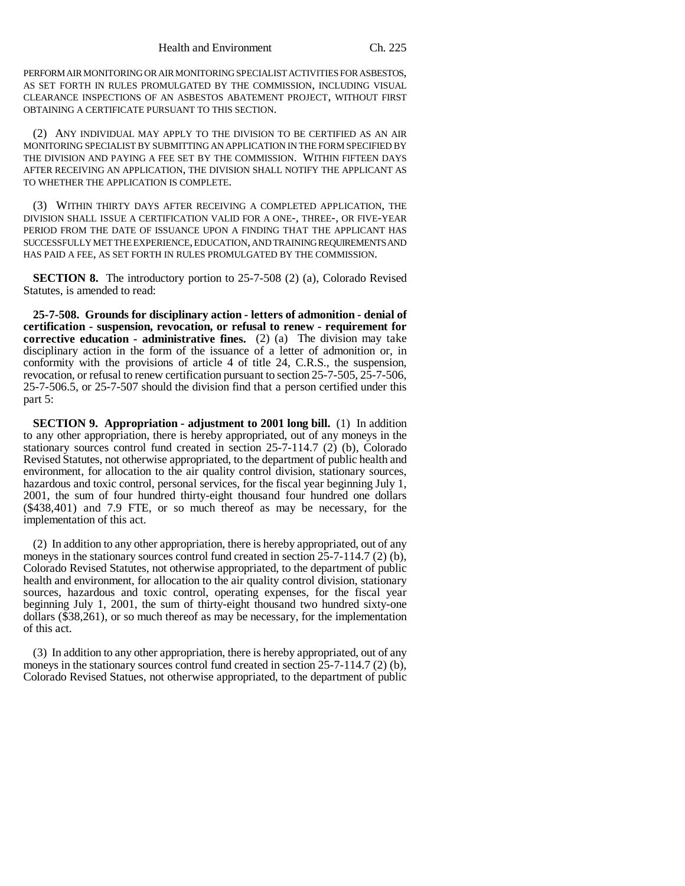PERFORM AIR MONITORING OR AIR MONITORING SPECIALIST ACTIVITIES FOR ASBESTOS, AS SET FORTH IN RULES PROMULGATED BY THE COMMISSION, INCLUDING VISUAL CLEARANCE INSPECTIONS OF AN ASBESTOS ABATEMENT PROJECT, WITHOUT FIRST OBTAINING A CERTIFICATE PURSUANT TO THIS SECTION.

(2) ANY INDIVIDUAL MAY APPLY TO THE DIVISION TO BE CERTIFIED AS AN AIR MONITORING SPECIALIST BY SUBMITTING AN APPLICATION IN THE FORM SPECIFIED BY THE DIVISION AND PAYING A FEE SET BY THE COMMISSION. WITHIN FIFTEEN DAYS AFTER RECEIVING AN APPLICATION, THE DIVISION SHALL NOTIFY THE APPLICANT AS TO WHETHER THE APPLICATION IS COMPLETE.

(3) WITHIN THIRTY DAYS AFTER RECEIVING A COMPLETED APPLICATION, THE DIVISION SHALL ISSUE A CERTIFICATION VALID FOR A ONE-, THREE-, OR FIVE-YEAR PERIOD FROM THE DATE OF ISSUANCE UPON A FINDING THAT THE APPLICANT HAS SUCCESSFULLY MET THE EXPERIENCE, EDUCATION, AND TRAINING REQUIREMENTS AND HAS PAID A FEE, AS SET FORTH IN RULES PROMULGATED BY THE COMMISSION.

**SECTION 8.** The introductory portion to 25-7-508 (2) (a), Colorado Revised Statutes, is amended to read:

**25-7-508. Grounds for disciplinary action - letters of admonition - denial of certification - suspension, revocation, or refusal to renew - requirement for corrective education - administrative fines.** (2) (a) The division may take disciplinary action in the form of the issuance of a letter of admonition or, in conformity with the provisions of article 4 of title 24, C.R.S., the suspension, revocation, or refusal to renew certification pursuant to section 25-7-505, 25-7-506, 25-7-506.5, or 25-7-507 should the division find that a person certified under this part 5:

**SECTION 9. Appropriation - adjustment to 2001 long bill.** (1) In addition to any other appropriation, there is hereby appropriated, out of any moneys in the stationary sources control fund created in section 25-7-114.7 (2) (b), Colorado Revised Statutes, not otherwise appropriated, to the department of public health and environment, for allocation to the air quality control division, stationary sources, hazardous and toxic control, personal services, for the fiscal year beginning July 1, 2001, the sum of four hundred thirty-eight thousand four hundred one dollars ($438,401) and 7.9 FTE, or so much thereof as may be necessary, for the implementation of this act.

(2) In addition to any other appropriation, there is hereby appropriated, out of any moneys in the stationary sources control fund created in section 25-7-114.7 (2) (b), Colorado Revised Statutes, not otherwise appropriated, to the department of public health and environment, for allocation to the air quality control division, stationary sources, hazardous and toxic control, operating expenses, for the fiscal year beginning July 1, 2001, the sum of thirty-eight thousand two hundred sixty-one dollars ($38,261), or so much thereof as may be necessary, for the implementation of this act.

(3) In addition to any other appropriation, there is hereby appropriated, out of any moneys in the stationary sources control fund created in section 25-7-114.7 (2) (b), Colorado Revised Statues, not otherwise appropriated, to the department of public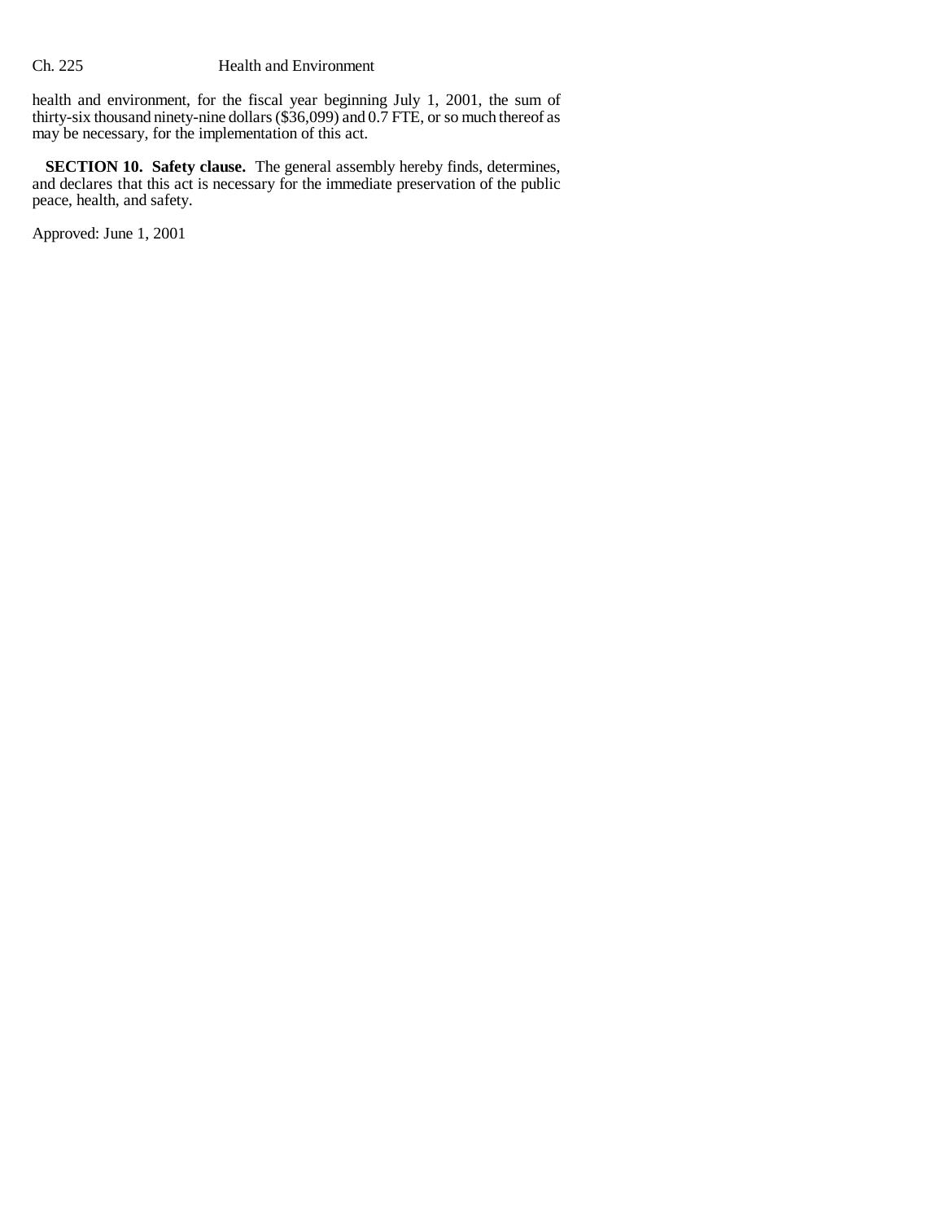health and environment, for the fiscal year beginning July 1, 2001, the sum of thirty-six thousand ninety-nine dollars ($36,099) and 0.7 FTE, or so much thereof as may be necessary, for the implementation of this act.

**SECTION 10. Safety clause.** The general assembly hereby finds, determines, and declares that this act is necessary for the immediate preservation of the public peace, health, and safety.

Approved: June 1, 2001